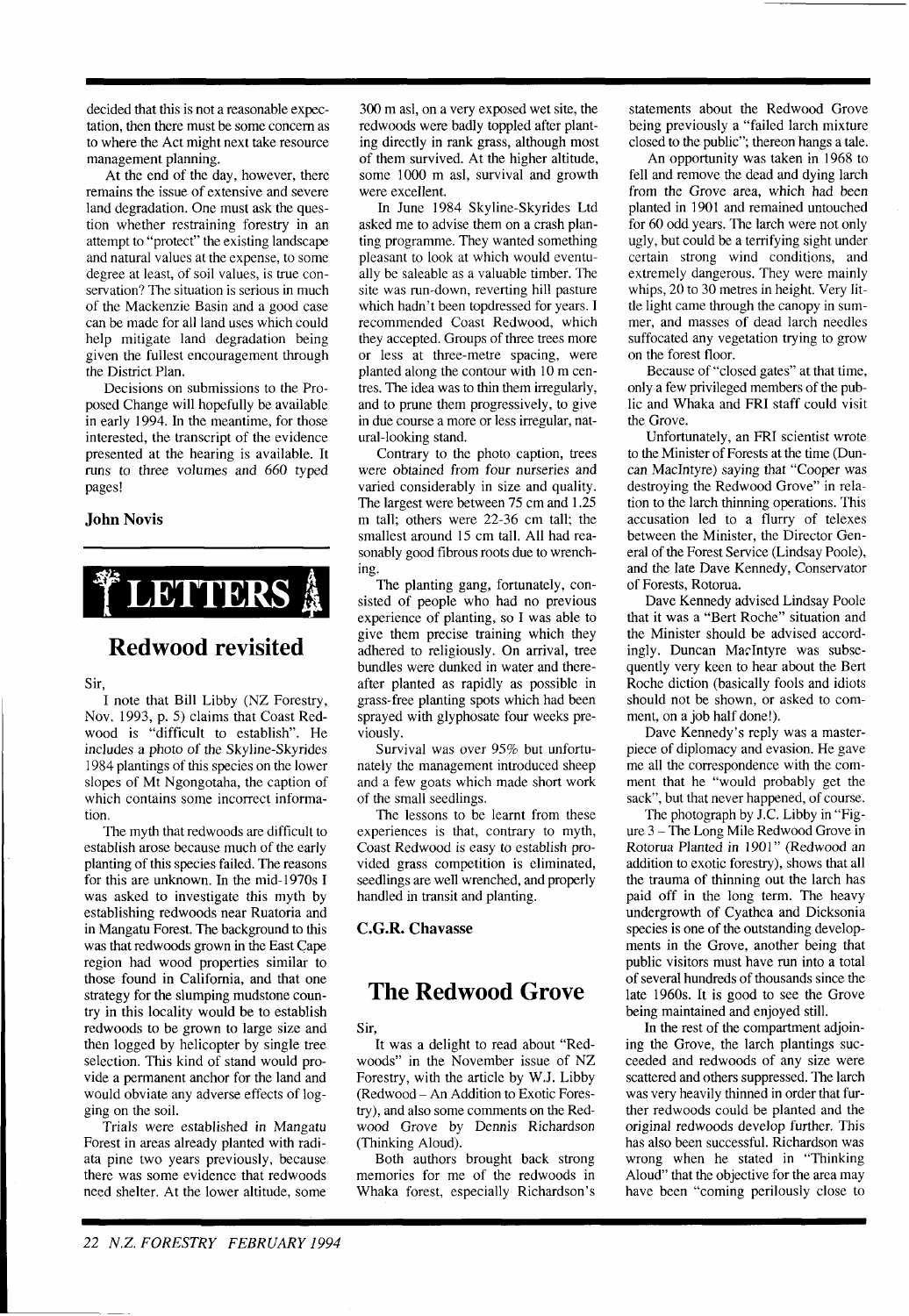decided that this is not a reasonable expectation, then there must be some concern as to where the Act might next take resource management planning.

At the end of the day, however, there remains the issue of extensive and severe land degradation. One must ask the question whether restraining forestry in an attempt to "protect" the existing landscape and natural values at the expense, to some degree at least, of soil values, is true conservation? The situation is serious in much of the Mackenzie Basin and a good case can be made for all land uses which could help mitigate land degradation being given the fullest encouragement through the District Plan.

Decisions on submissions to the Proposed Change will hopefully be available in early 1994. In the meantime, for those interested, the transcript of the evidence presented at the hearing is available. It runs to three volumes and 660 typed pages!

**John Novis**

# LETTERS

## Redwood revisited

Sir,

I note that Bill Libby (NZ Forestry, Nov. 1993, p. 5) claims that Coast Redwood is "difficult to establish". He includes a photo of the Skyline-Skyrides 1984 plantings of this species on the lower slopes of Mt Ngongotaha, the caption of which contains some incorrect information.

The myth that redwoods are difficult to establish arose because much of the early planting of this species failed. The reasons for this are unknown. In the mid-1970s I was asked to investigate this myth by establishing redwoods near Ruatoria and in Mangatu Forest. The background to this was that redwoods grown in the East Cape region had wood properties similar to those found in California, and that one strategy for the slumping mudstone country in this locality would be to establish redwoods to be grown to large size and then logged by helicopter by single tree selection. This kind of stand would provide a permanent anchor for the land and would obviate any adverse effects of logging on the soil.

Trials were established in Mangatu Forest in areas already planted with radiata pine two years previously, because there was some evidence that redwoods need shelter. At the lower altitude, some 300 m asl, on a very exposed wet site, the redwoods were badly toppled after planting directly in rank grass, although most of them survived. At the higher altitude, some 1000 m asl, survival and growth were excellent.

In June 1984 Skyline-Skyrides Ltd asked me to advise them on a crash planting programme. They wanted something pleasant to look at which would eventually be saleable as a valuable timber. The site was run-down, reverting hill pasture which hadn't been topdressed for years. I recommended Coast Redwood, which they accepted. Groups of three trees more or less at three-metre spacing, were planted along the contour with 10 m centres. The idea was to thin them irregularly, and to prune them progressively, to give in due course a more or less irregular, natural-looking stand.

Contrary to the photo caption, trees were obtained from four nurseries and varied considerably in size and quality. The largest were between 75 cm and 1.25 m tall; others were 22-36 cm tall; the smallest around 15 cm tall. All had reasonably good fibrous roots due to wrenching.

The planting gang, fortunately, consisted of people who had no previous experience of planting, so I was able to give them precise training which they adhered to religiously. On arrival, tree bundles were dunked in water and thereafter planted as rapidly as possible in grass-free planting spots which had been sprayed with glyphosate four weeks previously.

Survival was over 95% but unfortunately the management introduced sheep and a few goats which made short work of the small seedlings.

The lessons to be learnt from these experiences is that, contrary to myth, Coast Redwood is easy to establish provided grass competition is eliminated, seedlings are well wrenched, and properly handled in transit and planting.

**C.G.R. Chavasse**

## The Redwood Grove

Sir,

It was a delight to read about "Redwoods" in the November issue of NZ Forestry, with the article by W.J. Libby (Redwood – An Addition to Exotic Forestry), and also some comments on the Redwood Grove by Dennis Richardson (Thinking Aloud).

Both authors brought back strong memories for me of the redwoods in Whaka forest, especially Richardson's statements about the Redwood Grove being previously a "failed larch mixture closed to the public"; thereon hangs a tale.

An opportunity was taken in 1968 to fell and remove the dead and dying larch from the Grove area, which had been planted in 1901 and remained untouched for 60 odd years. The larch were not only ugly, but could be a terrifying sight under certain strong wind conditions, and extremely dangerous. They were mainly whips, 20 to 30 metres in height. Very little light came through the canopy in summer, and masses of dead larch needles suffocated any vegetation trying to grow on the forest floor.

Because of "closed gates" at that time, only a few privileged members of the public and Whaka and FRI staff could visit the Grove.

Unfortunately, an FRI scientist wrote to the Minister of Forests at the time (Duncan MacIntyre) saying that "Cooper was destroying the Redwood Grove" in relation to the larch thinning operations. This accusation led to a flurry of telexes between the Minister, the Director General of the Forest Service (Lindsay Poole), and the late Dave Kennedy, Conservator of Forests, Rotorua.

Dave Kennedy advised Lindsay Poole that it was a "Bert Roche" situation and the Minister should be advised accordingly. Duncan MacIntyre was subsequently very keen to hear about the Bert Roche diction (basically fools and idiots should not be shown, or asked to comment, on a job half done!).

Dave Kennedy's reply was a masterpiece of diplomacy and evasion. He gave me all the correspondence with the comment that he "would probably get the sack", but that never happened, of course.

The photograph by J.C. Libby in "Figure 3 – The Long Mile Redwood Grove in Rotorua Planted in 1901" (Redwood an addition to exotic forestry), shows that all the trauma of thinning out the larch has paid off in the long term. The heavy undergrowth of Cyathea and Dicksonia species is one of the outstanding developments in the Grove, another being that public visitors must have run into a total of several hundreds of thousands since the late 1960s. It is good to see the Grove being maintained and enjoyed still.

In the rest of the compartment adjoining the Grove, the larch plantings succeeded and redwoods of any size were scattered and others suppressed. The larch was very heavily thinned in order that further redwoods could be planted and the original redwoods develop further. This has also been successful. Richardson was wrong when he stated in "Thinking Aloud" that the objective for the area may have been "coming perilously close to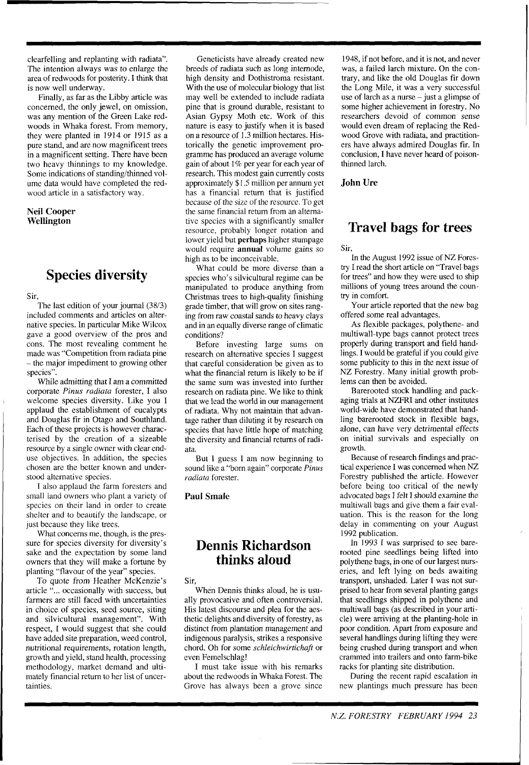clearfelling and replanting with radiata". The intention always was to enlarge the area of redwoods for posterity. I think that is now well underway.

Finally, as far as the Libby article was concerned, the only jewel, on omission, was any mention of the Green Lake redwoods in Whaka forest. From memory, they were planted in 1914 or 1915 as a pure stand, and are now magnificent trees in a magnificent setting. There have been two heavy thinnings to my knowledge. Some indications of standing/thinned volume data would have completed the redwood article in a satisfactory way.

**Neil Cooper**
**Wellington**

## Species diversity

Sir,

The last edition of your journal (38/3) included comments and articles on alternative species. In particular Mike Wilcox gave a good overview of the pros and cons. The most revealing comment he made was "Competition from radiata pine – the major impediment to growing other species".

While admitting that I am a committed corporate *Pinus radiata* forester, I also welcome species diversity. Like you I applaud the establishment of eucalypts and Douglas fir in Otago and Southland. Each of these projects is however characterised by the creation of a sizeable resource by a single owner with clear end-use objectives. In addition, the species chosen are the better known and understood alternative species.

I also applaud the farm foresters and small land owners who plant a variety of species on their land in order to create shelter and to beautify the landscape, or just because they like trees.

What concerns me, though, is the pressure for species diversity for diversity's sake and the expectation by some land owners that they will make a fortune by planting "flavour of the year" species.

To quote from Heather McKenzie's article "... occasionally with success, but farmers are still faced with uncertainties in choice of species, seed source, siting and silvicultural management". With respect, I would suggest that she could have added site preparation, weed control, nutritional requirements, rotation length, growth and yield, stand health, processing methodology, market demand and ultimately financial return to her list of uncertainties.

Geneticists have already created new breeds of radiata such as long internode, high density and Dothistroma resistant. With the use of molecular biology that list may well be extended to include radiata pine that is ground durable, resistant to Asian Gypsy Moth etc. Work of this nature is easy to justify when it is based on a resource of 1.3 million hectares. Historically the genetic improvement programme has produced an average volume gain of about 1% per year for each year of research. This modest gain currently costs approximately $1.5 million per annum yet has a financial return that is justified because of the size of the resource. To get the same financial return from an alternative species with a significantly smaller resource, probably longer rotation and lower yield but **perhaps** higher stumpage would require **annual** volume gains so high as to be inconceivable.

What could be more diverse than a species who's silvicultural regime can be manipulated to produce anything from Christmas trees to high-quality finishing grade timber, that will grow on sites ranging from raw coastal sands to heavy clays and in an equally diverse range of climatic conditions?

Before investing large sums on research on alternative species I suggest that careful consideration be given as to what the financial return is likely to be if the same sum was invested into further research on radiata pine. We like to think that we lead the world in our management of radiata. Why not maintain that advantage rather than diluting it by research on species that have little hope of matching the diversity and financial returns of radiata.

But I guess I am now beginning to sound like a "born again" corporate *Pinus radiata* forester.

**Paul Smale**

## Dennis Richardson thinks aloud

Sir,

When Dennis thinks aloud, he is usually provocative and often controversial. His latest discourse and plea for the aesthetic delights and diversity of forestry, as distinct from plantation management and indigenous paralysis, strikes a responsive chord. Oh for some *schleichwirtichaft* or even Femelschlag!

I must take issue with his remarks about the redwoods in Whaka Forest. The Grove has always been a grove since 1948, if not before, and it is not, and never was, a failed larch mixture. On the contrary, and like the old Douglas fir down the Long Mile, it was a very successful use of larch as a nurse – just a glimpse of some higher achievement in forestry. No researchers devoid of common sense would even dream of replacing the Redwood Grove with radiata, and practitioners have always admired Douglas fir. In conclusion, I have never heard of poison-thinned larch.

**John Ure**

## Travel bags for trees

Sir,

In the August 1992 issue of NZ Forestry I read the short article on "Travel bags for trees" and how they were used to ship millions of young trees around the country in comfort.

Your article reported that the new bag offered some real advantages.

As flexible packages, polythene- and multiwall-type bags cannot protect trees properly during transport and field handlings. I would be grateful if you could give some publicity to this in the next issue of NZ Forestry. Many initial growth problems can then be avoided.

Barerooted stock handling and packaging trials at NZFRI and other institutes world-wide have demonstrated that handling barerooted stock in flexible bags, alone, can have very detrimental effects on initial survivals and especially on growth.

Because of research findings and practical experience I was concerned when NZ Forestry published the article. However before being too critical of the newly advocated bags I felt I should examine the multiwall bags and give them a fair evaluation. This is the reason for the long delay in commenting on your August 1992 publication.

In 1993 I was surprised to see barerooted pine seedlings being lifted into polythene bags, in one of our largest nurseries, and left lying on beds awaiting transport, unshaded. Later I was not surprised to hear from several planting gangs that seedlings shipped in polythene and multiwall bags (as described in your article) were arriving at the planting-hole in poor condition. Apart from exposure and several handlings during lifting they were being crushed during transport and when crammed into trailers and onto farm-bike racks for planting site distribution.

During the recent rapid escalation in new plantings much pressure has been